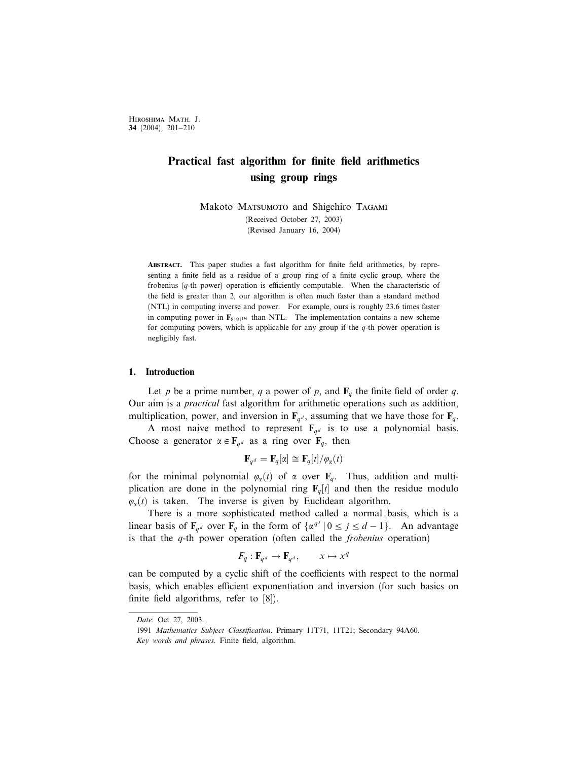# Practical fast algorithm for finite field arithmetics using group rings

Makoto Matsumoto and Shigehiro Tagami

(Received October 27, 2003)
(Revised January 16, 2004)

**Abstract.** This paper studies a fast algorithm for finite field arithmetics, by representing a finite field as a residue of a group ring of a finite cyclic group, where the frobenius ($q$-th power) operation is efficiently computable. When the characteristic of the field is greater than 2, our algorithm is often much faster than a standard method (NTL) in computing inverse and power. For example, ours is roughly 23.6 times faster in computing power in $\mathbf{F}_{8191^{136}}$ than NTL. The implementation contains a new scheme for computing powers, which is applicable for any group if the $q$-th power operation is negligibly fast.

## 1. Introduction

Let $p$ be a prime number, $q$ a power of $p$, and $\mathbf{F}_q$ the finite field of order $q$. Our aim is a *practical* fast algorithm for arithmetic operations such as addition, multiplication, power, and inversion in $\mathbf{F}_{q^d}$, assuming that we have those for $\mathbf{F}_q$.

A most naive method to represent $\mathbf{F}_{q^d}$ is to use a polynomial basis. Choose a generator $\alpha \in \mathbf{F}_{q^d}$ as a ring over $\mathbf{F}_q$, then

$$\mathbf{F}_{q^d} = \mathbf{F}_q[\alpha] \cong \mathbf{F}_q[t]/\varphi_\alpha(t)$$

for the minimal polynomial $\varphi_\alpha(t)$ of $\alpha$ over $\mathbf{F}_q$. Thus, addition and multiplication are done in the polynomial ring $\mathbf{F}_q[t]$ and then the residue modulo $\varphi_\alpha(t)$ is taken. The inverse is given by Euclidean algorithm.

There is a more sophisticated method called a normal basis, which is a linear basis of $\mathbf{F}_{q^d}$ over $\mathbf{F}_q$ in the form of $\{\alpha^{q^j} \mid 0 \le j \le d-1\}$. An advantage is that the $q$-th power operation (often called the *frobenius* operation)

$$F_q : \mathbf{F}_{q^d} \to \mathbf{F}_{q^d}, \qquad x \mapsto x^q$$

can be computed by a cyclic shift of the coefficients with respect to the normal basis, which enables efficient exponentiation and inversion (for such basics on finite field algorithms, refer to [8]).

---

*Date*: Oct 27, 2003.

1991 *Mathematics Subject Classification*. Primary 11T71, 11T21; Secondary 94A60.

*Key words and phrases*. Finite field, algorithm.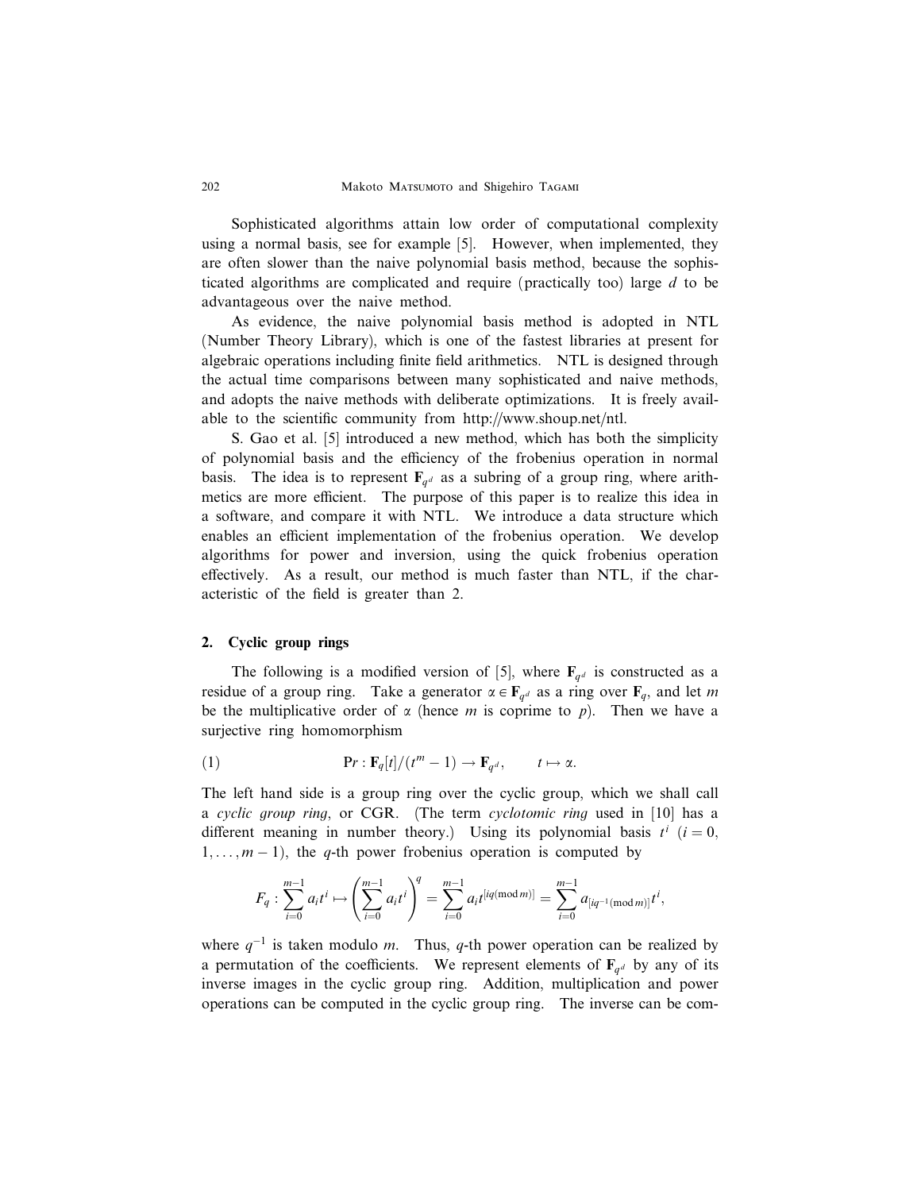Sophisticated algorithms attain low order of computational complexity using a normal basis, see for example [5]. However, when implemented, they are often slower than the naive polynomial basis method, because the sophisticated algorithms are complicated and require (practically too) large $d$ to be advantageous over the naive method.

As evidence, the naive polynomial basis method is adopted in NTL (Number Theory Library), which is one of the fastest libraries at present for algebraic operations including finite field arithmetics. NTL is designed through the actual time comparisons between many sophisticated and naive methods, and adopts the naive methods with deliberate optimizations. It is freely available to the scientific community from http://www.shoup.net/ntl.

S. Gao et al. [5] introduced a new method, which has both the simplicity of polynomial basis and the efficiency of the frobenius operation in normal basis. The idea is to represent $\mathbf{F}_{q^d}$ as a subring of a group ring, where arithmetics are more efficient. The purpose of this paper is to realize this idea in a software, and compare it with NTL. We introduce a data structure which enables an efficient implementation of the frobenius operation. We develop algorithms for power and inversion, using the quick frobenius operation effectively. As a result, our method is much faster than NTL, if the characteristic of the field is greater than 2.

## 2. Cyclic group rings

The following is a modified version of [5], where $\mathbf{F}_{q^d}$ is constructed as a residue of a group ring. Take a generator $\alpha \in \mathbf{F}_{q^d}$ as a ring over $\mathbf{F}_q$, and let $m$ be the multiplicative order of $\alpha$ (hence $m$ is coprime to $p$). Then we have a surjective ring homomorphism

$$\mathrm{P}r : \mathbf{F}_q[t]/(t^m - 1) \to \mathbf{F}_{q^d}, \qquad t \mapsto \alpha. \tag{1}$$

The left hand side is a group ring over the cyclic group, which we shall call a *cyclic group ring*, or CGR. (The term *cyclotomic ring* used in [10] has a different meaning in number theory.) Using its polynomial basis $t^i$ ($i = 0, 1, \dots, m-1$), the $q$-th power frobenius operation is computed by

$$F_q : \sum_{i=0}^{m-1} a_i t^i \mapsto \left(\sum_{i=0}^{m-1} a_i t^i\right)^q = \sum_{i=0}^{m-1} a_i t^{[iq(\bmod m)]} = \sum_{i=0}^{m-1} a_{[iq^{-1}(\bmod m)]} t^i,$$

where $q^{-1}$ is taken modulo $m$. Thus, $q$-th power operation can be realized by a permutation of the coefficients. We represent elements of $\mathbf{F}_{q^d}$ by any of its inverse images in the cyclic group ring. Addition, multiplication and power operations can be computed in the cyclic group ring. The inverse can be com-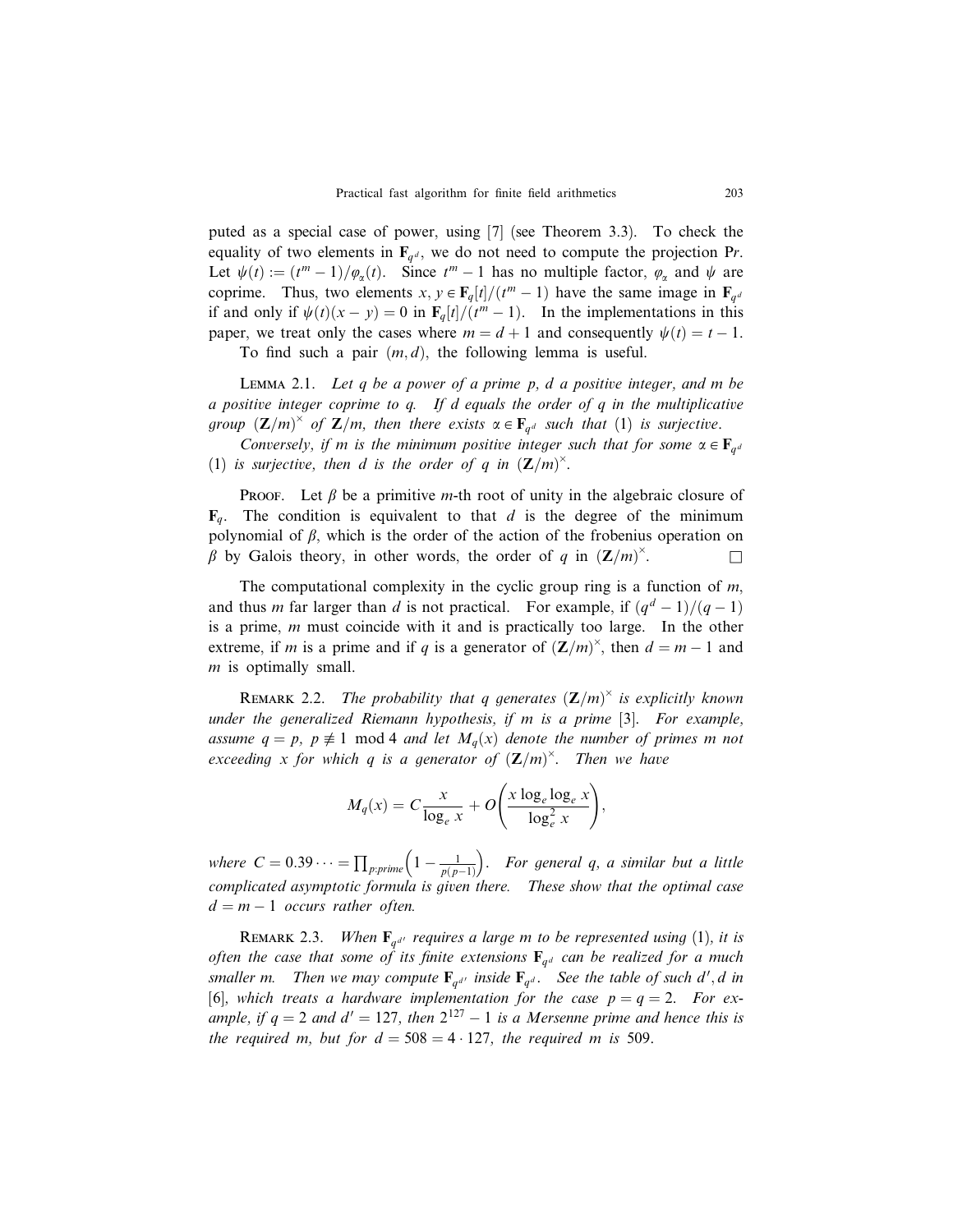puted as a special case of power, using [7] (see Theorem 3.3). To check the equality of two elements in $\mathbf{F}_{q^d}$, we do not need to compute the projection $\mathrm{P}r$. Let $\psi(t) := (t^m - 1)/\varphi_\alpha(t)$. Since $t^m - 1$ has no multiple factor, $\varphi_\alpha$ and $\psi$ are coprime. Thus, two elements $x, y \in \mathbf{F}_q[t]/(t^m - 1)$ have the same image in $\mathbf{F}_{q^d}$ if and only if $\psi(t)(x - y) = 0$ in $\mathbf{F}_q[t]/(t^m - 1)$. In the implementations in this paper, we treat only the cases where $m = d + 1$ and consequently $\psi(t) = t - 1$.

To find such a pair $(m, d)$, the following lemma is useful.

Lemma 2.1. *Let $q$ be a power of a prime $p$, $d$ a positive integer, and $m$ be a positive integer coprime to $q$. If $d$ equals the order of $q$ in the multiplicative group $(\mathbf{Z}/m)^\times$ of $\mathbf{Z}/m$, then there exists $\alpha \in \mathbf{F}_{q^d}$ such that (1) is surjective.*

*Conversely, if $m$ is the minimum positive integer such that for some $\alpha \in \mathbf{F}_{q^d}$ (1) is surjective, then $d$ is the order of $q$ in $(\mathbf{Z}/m)^\times$.*

Proof. Let $\beta$ be a primitive $m$-th root of unity in the algebraic closure of $\mathbf{F}_q$. The condition is equivalent to that $d$ is the degree of the minimum polynomial of $\beta$, which is the order of the action of the frobenius operation on $\beta$ by Galois theory, in other words, the order of $q$ in $(\mathbf{Z}/m)^\times$. □

The computational complexity in the cyclic group ring is a function of $m$, and thus $m$ far larger than $d$ is not practical. For example, if $(q^d - 1)/(q - 1)$ is a prime, $m$ must coincide with it and is practically too large. In the other extreme, if $m$ is a prime and if $q$ is a generator of $(\mathbf{Z}/m)^\times$, then $d = m - 1$ and $m$ is optimally small.

Remark 2.2. *The probability that $q$ generates $(\mathbf{Z}/m)^\times$ is explicitly known under the generalized Riemann hypothesis, if $m$ is a prime [3]. For example, assume $q = p$, $p \not\equiv 1 \mod 4$ and let $M_q(x)$ denote the number of primes $m$ not exceeding $x$ for which $q$ is a generator of $(\mathbf{Z}/m)^\times$. Then we have*

$$M_q(x) = C\frac{x}{\log_e x} + O\left(\frac{x \log_e \log_e x}{\log_e^2 x}\right),$$

*where $C = 0.39\cdots = \prod_{p:prime}\left(1 - \frac{1}{p(p-1)}\right)$. For general $q$, a similar but a little complicated asymptotic formula is given there. These show that the optimal case $d = m - 1$ occurs rather often.*

Remark 2.3. *When $\mathbf{F}_{q^{d'}}$ requires a large $m$ to be represented using (1), it is often the case that some of its finite extensions $\mathbf{F}_{q^d}$ can be realized for a much smaller $m$. Then we may compute $\mathbf{F}_{q^{d'}}$ inside $\mathbf{F}_{q^d}$. See the table of such $d', d$ in [6], which treats a hardware implementation for the case $p = q = 2$. For example, if $q = 2$ and $d' = 127$, then $2^{127} - 1$ is a Mersenne prime and hence this is the required $m$, but for $d = 508 = 4 \cdot 127$, the required $m$ is 509.*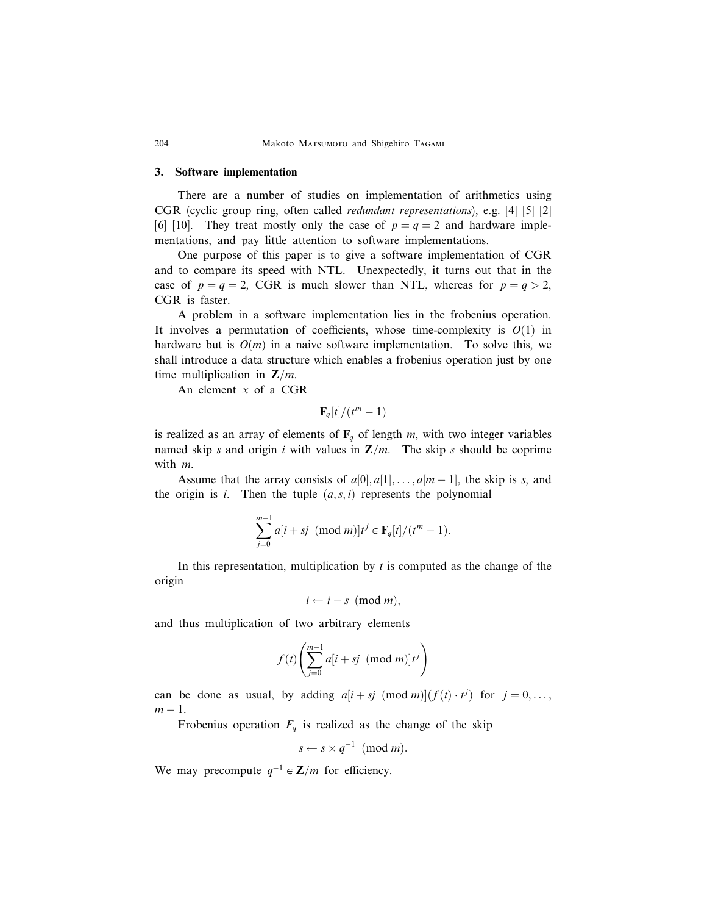## 3. Software implementation

There are a number of studies on implementation of arithmetics using CGR (cyclic group ring, often called *redundant representations*), e.g. [4] [5] [2] [6] [10]. They treat mostly only the case of $p = q = 2$ and hardware implementations, and pay little attention to software implementations.

One purpose of this paper is to give a software implementation of CGR and to compare its speed with NTL. Unexpectedly, it turns out that in the case of $p = q = 2$, CGR is much slower than NTL, whereas for $p = q > 2$, CGR is faster.

A problem in a software implementation lies in the frobenius operation. It involves a permutation of coefficients, whose time-complexity is $O(1)$ in hardware but is $O(m)$ in a naive software implementation. To solve this, we shall introduce a data structure which enables a frobenius operation just by one time multiplication in $\mathbf{Z}/m$.

An element $x$ of a CGR

$$\mathbf{F}_q[t]/(t^m - 1)$$

is realized as an array of elements of $\mathbf{F}_q$ of length $m$, with two integer variables named skip $s$ and origin $i$ with values in $\mathbf{Z}/m$. The skip $s$ should be coprime with $m$.

Assume that the array consists of $a[0], a[1], \ldots, a[m-1]$, the skip is $s$, and the origin is $i$. Then the tuple $(a, s, i)$ represents the polynomial

$$\sum_{j=0}^{m-1} a[i + sj \pmod{m}] t^j \in \mathbf{F}_q[t]/(t^m - 1).$$

In this representation, multiplication by $t$ is computed as the change of the origin

$$i \leftarrow i - s \pmod{m},$$

and thus multiplication of two arbitrary elements

$$f(t)\left(\sum_{j=0}^{m-1} a[i + sj \pmod{m}] t^j\right)$$

can be done as usual, by adding $a[i + sj \pmod{m}](f(t) \cdot t^j)$ for $j = 0, \ldots, m-1$.

Frobenius operation $F_q$ is realized as the change of the skip

$$s \leftarrow s \times q^{-1} \pmod{m}.$$

We may precompute $q^{-1} \in \mathbf{Z}/m$ for efficiency.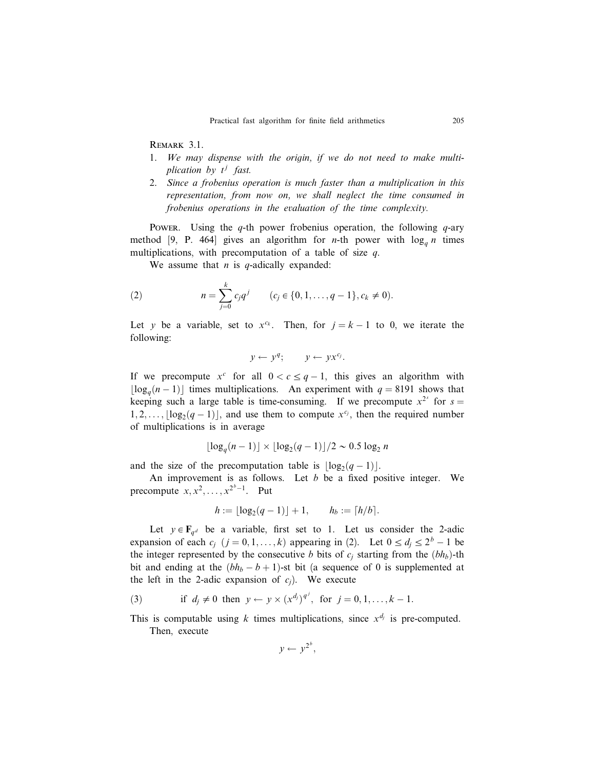Remark 3.1.

1. *We may dispense with the origin, if we do not need to make multiplication by $t^j$ fast.*
2. *Since a frobenius operation is much faster than a multiplication in this representation, from now on, we shall neglect the time consumed in frobenius operations in the evaluation of the time complexity.*

Power. Using the $q$-th power frobenius operation, the following $q$-ary method [9, P. 464] gives an algorithm for $n$-th power with $\log_q n$ times multiplications, with precomputation of a table of size $q$.

We assume that $n$ is $q$-adically expanded:

$$n = \sum_{j=0}^{k} c_j q^j \qquad (c_j \in \{0, 1, \ldots, q-1\}, c_k \neq 0). \tag{2}$$

Let $y$ be a variable, set to $x^{c_k}$. Then, for $j = k-1$ to 0, we iterate the following:

$$y \leftarrow y^q; \qquad y \leftarrow yx^{c_j}.$$

If we precompute $x^c$ for all $0 < c \leq q-1$, this gives an algorithm with $\lfloor \log_q(n-1) \rfloor$ times multiplications. An experiment with $q = 8191$ shows that keeping such a large table is time-consuming. If we precompute $x^{2^s}$ for $s = 1, 2, \ldots, \lfloor \log_2(q-1) \rfloor$, and use them to compute $x^{c_j}$, then the required number of multiplications is in average

$$\lfloor \log_q(n-1) \rfloor \times \lfloor \log_2(q-1) \rfloor / 2 \sim 0.5 \log_2 n$$

and the size of the precomputation table is $\lfloor \log_2(q-1) \rfloor$.

An improvement is as follows. Let $b$ be a fixed positive integer. We precompute $x, x^2, \ldots, x^{2^b-1}$. Put

$$h := \lfloor \log_2(q-1) \rfloor + 1, \qquad h_b := \lceil h/b \rceil.$$

Let $y \in \mathbf{F}_{q^d}$ be a variable, first set to 1. Let us consider the 2-adic expansion of each $c_j$ $(j = 0, 1, \ldots, k)$ appearing in (2). Let $0 \leq d_j \leq 2^b - 1$ be the integer represented by the consecutive $b$ bits of $c_j$ starting from the $(bh_b)$-th bit and ending at the $(bh_b - b + 1)$-st bit (a sequence of 0 is supplemented at the left in the 2-adic expansion of $c_j$). We execute

$$\text{if } d_j \neq 0 \text{ then } y \leftarrow y \times (x^{d_j})^{q^j}, \text{ for } j = 0, 1, \ldots, k-1. \tag{3}$$

This is computable using $k$ times multiplications, since $x^{d_j}$ is pre-computed.

Then, execute

$$y \leftarrow y^{2^b},$$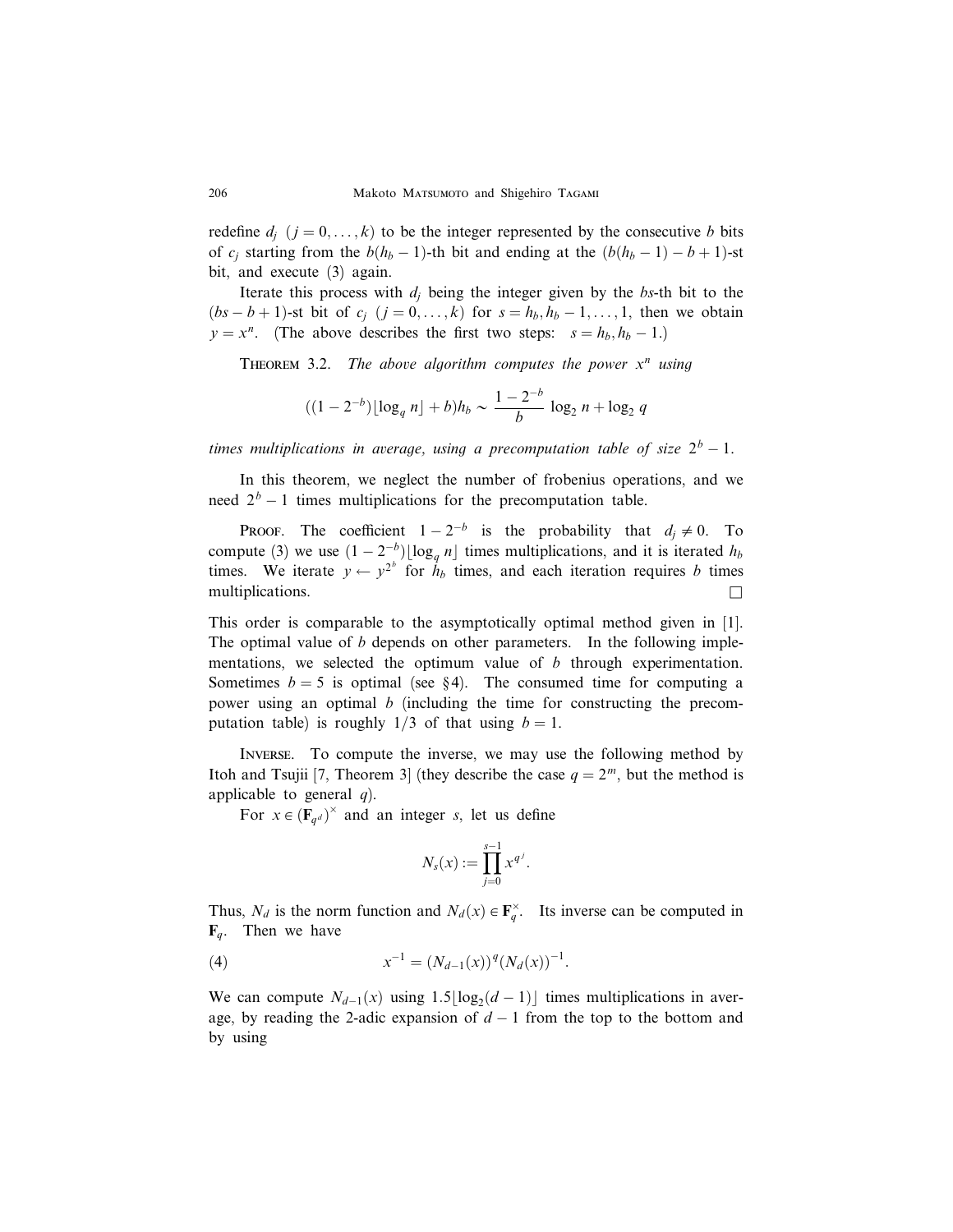redefine $d_j$ $(j = 0, \dots, k)$ to be the integer represented by the consecutive $b$ bits of $c_j$ starting from the $b(h_b - 1)$-th bit and ending at the $(b(h_b - 1) - b + 1)$-st bit, and execute (3) again.

Iterate this process with $d_j$ being the integer given by the $bs$-th bit to the $(bs - b + 1)$-st bit of $c_j$ $(j = 0, \dots, k)$ for $s = h_b, h_b - 1, \dots, 1$, then we obtain $y = x^n$. (The above describes the first two steps: $s = h_b, h_b - 1$.)

THEOREM 3.2. *The above algorithm computes the power $x^n$ using*

$$((1 - 2^{-b})\lfloor \log_q n \rfloor + b)h_b \sim \frac{1 - 2^{-b}}{b} \log_2 n + \log_2 q$$

*times multiplications in average, using a precomputation table of size $2^b - 1$.*

In this theorem, we neglect the number of frobenius operations, and we need $2^b - 1$ times multiplications for the precomputation table.

PROOF. The coefficient $1 - 2^{-b}$ is the probability that $d_j \neq 0$. To compute (3) we use $(1 - 2^{-b})\lfloor \log_q n \rfloor$ times multiplications, and it is iterated $h_b$ times. We iterate $y \leftarrow y^{2^b}$ for $h_b$ times, and each iteration requires $b$ times multiplications. □

This order is comparable to the asymptotically optimal method given in [1]. The optimal value of $b$ depends on other parameters. In the following implementations, we selected the optimum value of $b$ through experimentation. Sometimes $b = 5$ is optimal (see §4). The consumed time for computing a power using an optimal $b$ (including the time for constructing the precomputation table) is roughly $1/3$ of that using $b = 1$.

INVERSE. To compute the inverse, we may use the following method by Itoh and Tsujii [7, Theorem 3] (they describe the case $q = 2^m$, but the method is applicable to general $q$).

For $x \in (\mathbf{F}_{q^d})^\times$ and an integer $s$, let us define

$$N_s(x) := \prod_{j=0}^{s-1} x^{q^j}.$$

Thus, $N_d$ is the norm function and $N_d(x) \in \mathbf{F}_q^\times$. Its inverse can be computed in $\mathbf{F}_q$. Then we have

$$x^{-1} = (N_{d-1}(x))^q (N_d(x))^{-1}. \tag{4}$$

We can compute $N_{d-1}(x)$ using $1.5\lfloor \log_2(d-1) \rfloor$ times multiplications in average, by reading the 2-adic expansion of $d - 1$ from the top to the bottom and by using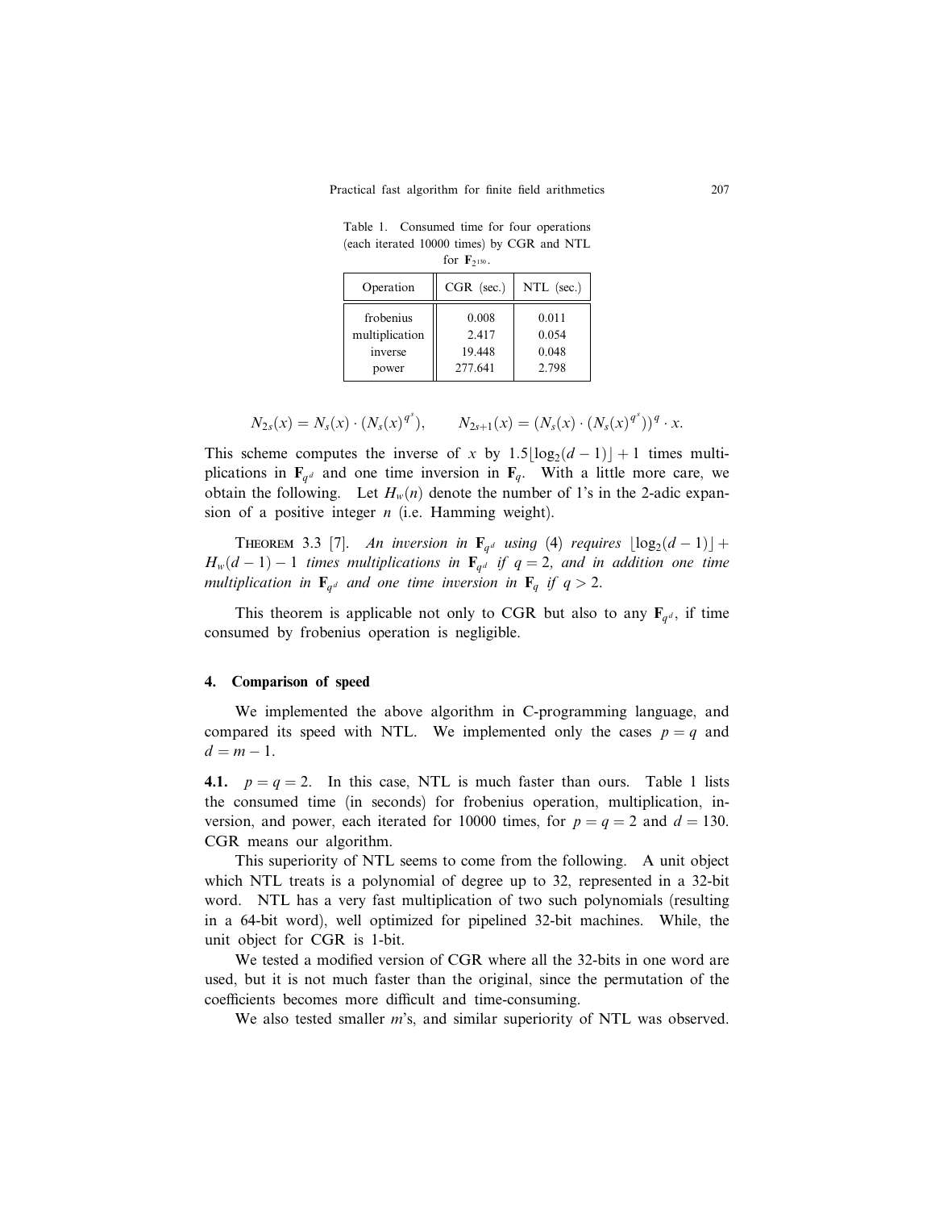Table 1. Consumed time for four operations (each iterated 10000 times) by CGR and NTL for $\mathbf{F}_{2^{130}}$.

| Operation | CGR (sec.) | NTL (sec.) |
|---|---|---|
| frobenius | 0.008 | 0.011 |
| multiplication | 2.417 | 0.054 |
| inverse | 19.448 | 0.048 |
| power | 277.641 | 2.798 |

$$N_{2s}(x) = N_s(x) \cdot (N_s(x)^{q^s}), \qquad N_{2s+1}(x) = (N_s(x) \cdot (N_s(x)^{q^s}))^q \cdot x.$$

This scheme computes the inverse of $x$ by $1.5\lfloor \log_2(d-1) \rfloor + 1$ times multiplications in $\mathbf{F}_{q^d}$ and one time inversion in $\mathbf{F}_q$. With a little more care, we obtain the following. Let $H_w(n)$ denote the number of 1's in the 2-adic expansion of a positive integer $n$ (i.e. Hamming weight).

THEOREM 3.3 [7]. *An inversion in* $\mathbf{F}_{q^d}$ *using* (4) *requires* $\lfloor \log_2(d-1) \rfloor + H_w(d-1) - 1$ *times multiplications in* $\mathbf{F}_{q^d}$ *if* $q = 2$, *and in addition one time multiplication in* $\mathbf{F}_{q^d}$ *and one time inversion in* $\mathbf{F}_q$ *if* $q > 2$.

This theorem is applicable not only to CGR but also to any $\mathbf{F}_{q^d}$, if time consumed by frobenius operation is negligible.

## 4. Comparison of speed

We implemented the above algorithm in C-programming language, and compared its speed with NTL. We implemented only the cases $p = q$ and $d = m - 1$.

**4.1.** $p = q = 2$. In this case, NTL is much faster than ours. Table 1 lists the consumed time (in seconds) for frobenius operation, multiplication, inversion, and power, each iterated for 10000 times, for $p = q = 2$ and $d = 130$. CGR means our algorithm.

This superiority of NTL seems to come from the following. A unit object which NTL treats is a polynomial of degree up to 32, represented in a 32-bit word. NTL has a very fast multiplication of two such polynomials (resulting in a 64-bit word), well optimized for pipelined 32-bit machines. While, the unit object for CGR is 1-bit.

We tested a modified version of CGR where all the 32-bits in one word are used, but it is not much faster than the original, since the permutation of the coefficients becomes more difficult and time-consuming.

We also tested smaller $m$'s, and similar superiority of NTL was observed.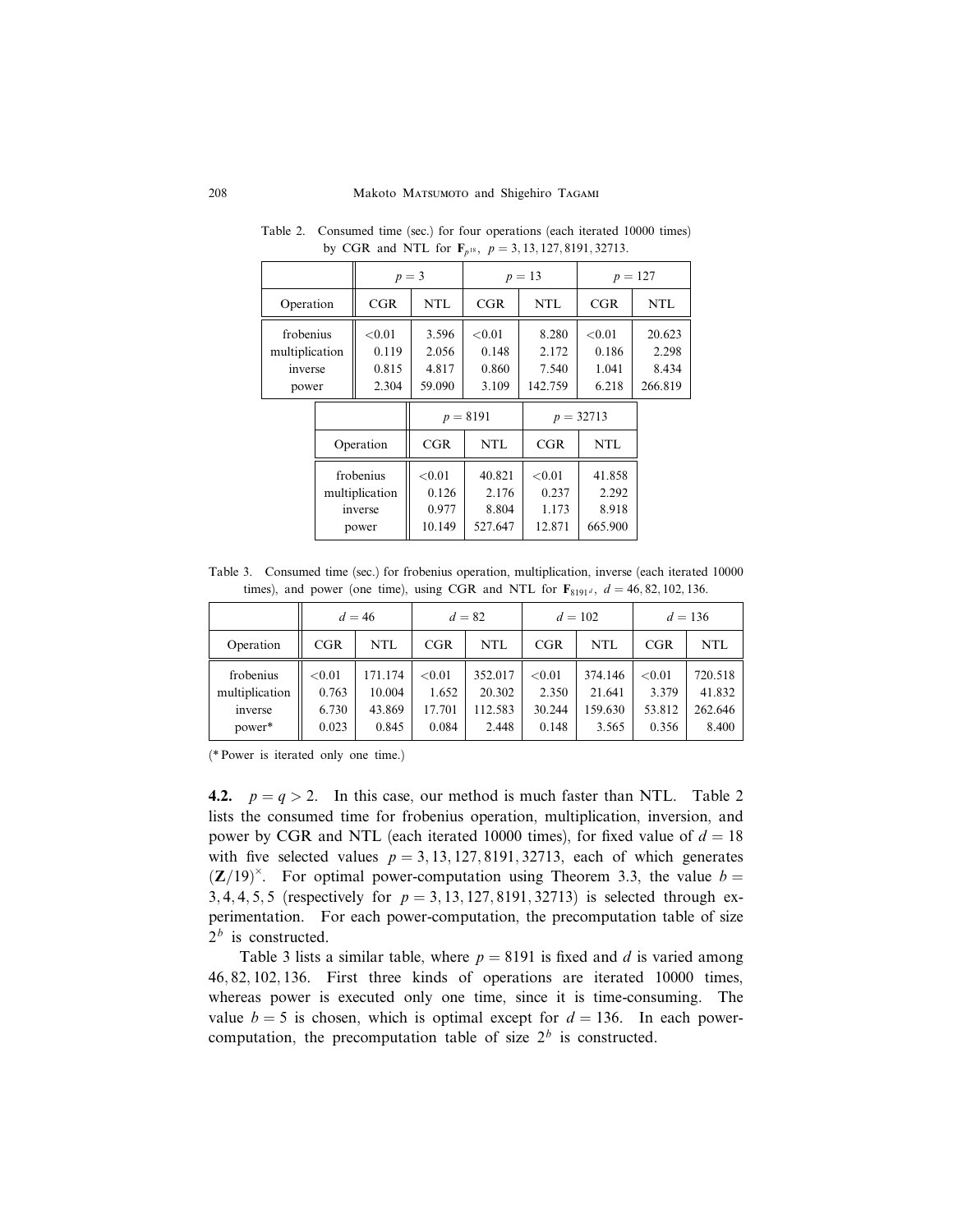Table 2. Consumed time (sec.) for four operations (each iterated 10000 times) by CGR and NTL for $\mathbf{F}_{p^{18}}$, $p = 3, 13, 127, 8191, 32713$.

| | $p = 3$ | | $p = 13$ | | $p = 127$ | |
|---|---|---|---|---|---|---|
| Operation | CGR | NTL | CGR | NTL | CGR | NTL |
| frobenius | <0.01 | 3.596 | <0.01 | 8.280 | <0.01 | 20.623 |
| multiplication | 0.119 | 2.056 | 0.148 | 2.172 | 0.186 | 2.298 |
| inverse | 0.815 | 4.817 | 0.860 | 7.540 | 1.041 | 8.434 |
| power | 2.304 | 59.090 | 3.109 | 142.759 | 6.218 | 266.819 |

| | $p = 8191$ | | $p = 32713$ | |
|---|---|---|---|---|
| Operation | CGR | NTL | CGR | NTL |
| frobenius | <0.01 | 40.821 | <0.01 | 41.858 |
| multiplication | 0.126 | 2.176 | 0.237 | 2.292 |
| inverse | 0.977 | 8.804 | 1.173 | 8.918 |
| power | 10.149 | 527.647 | 12.871 | 665.900 |

Table 3. Consumed time (sec.) for frobenius operation, multiplication, inverse (each iterated 10000 times), and power (one time), using CGR and NTL for $\mathbf{F}_{8191^d}$, $d = 46, 82, 102, 136$.

| | $d = 46$ | | $d = 82$ | | $d = 102$ | | $d = 136$ | |
|---|---|---|---|---|---|---|---|---|
| Operation | CGR | NTL | CGR | NTL | CGR | NTL | CGR | NTL |
| frobenius | <0.01 | 171.174 | <0.01 | 352.017 | <0.01 | 374.146 | <0.01 | 720.518 |
| multiplication | 0.763 | 10.004 | 1.652 | 20.302 | 2.350 | 21.641 | 3.379 | 41.832 |
| inverse | 6.730 | 43.869 | 17.701 | 112.583 | 30.244 | 159.630 | 53.812 | 262.646 |
| power* | 0.023 | 0.845 | 0.084 | 2.448 | 0.148 | 3.565 | 0.356 | 8.400 |

(* Power is iterated only one time.)

**4.2.** $p = q > 2$. In this case, our method is much faster than NTL. Table 2 lists the consumed time for frobenius operation, multiplication, inversion, and power by CGR and NTL (each iterated 10000 times), for fixed value of $d = 18$ with five selected values $p = 3, 13, 127, 8191, 32713$, each of which generates $(\mathbf{Z}/19)^{\times}$. For optimal power-computation using Theorem 3.3, the value $b = 3, 4, 4, 5, 5$ (respectively for $p = 3, 13, 127, 8191, 32713$) is selected through experimentation. For each power-computation, the precomputation table of size $2^b$ is constructed.

Table 3 lists a similar table, where $p = 8191$ is fixed and $d$ is varied among $46, 82, 102, 136$. First three kinds of operations are iterated 10000 times, whereas power is executed only one time, since it is time-consuming. The value $b = 5$ is chosen, which is optimal except for $d = 136$. In each power-computation, the precomputation table of size $2^b$ is constructed.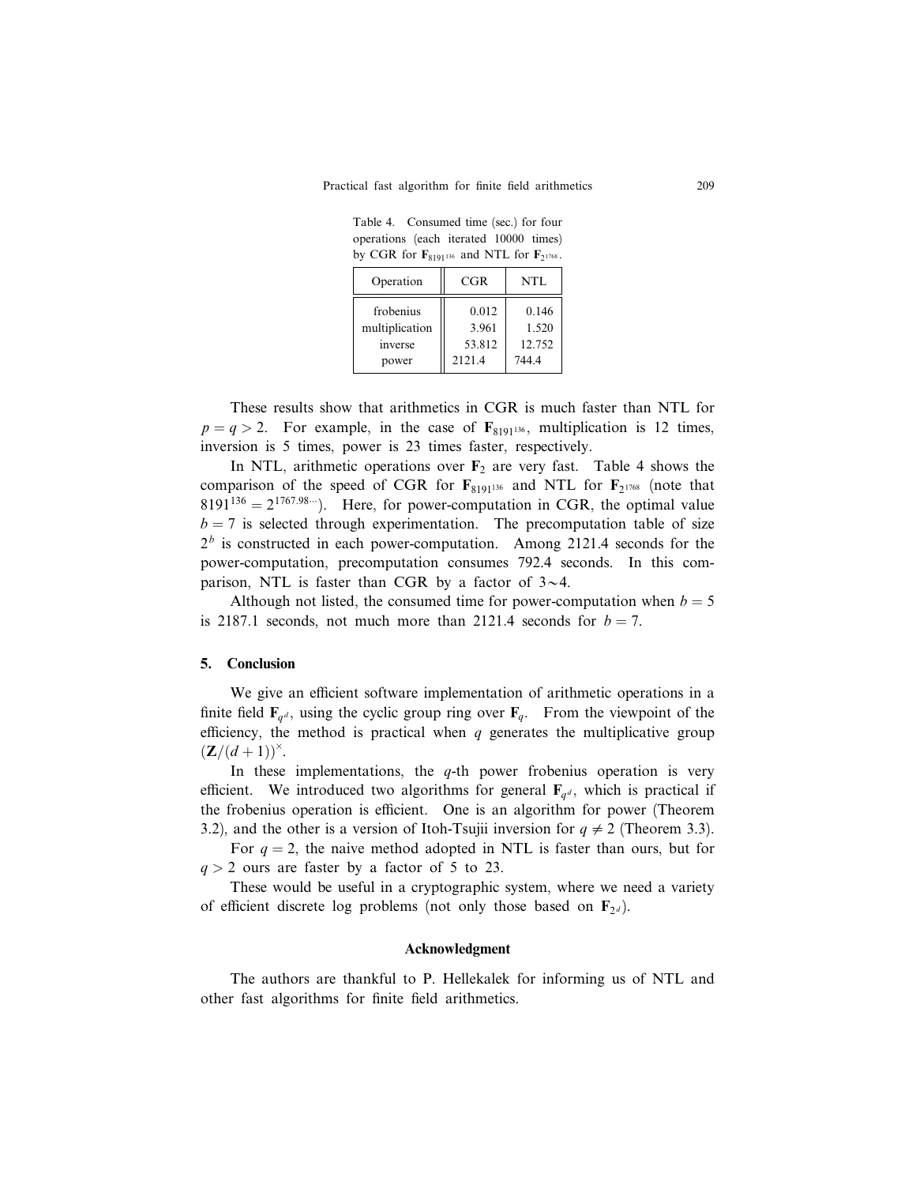Table 4. Consumed time (sec.) for four operations (each iterated 10000 times) by CGR for $\mathbf{F}_{8191^{136}}$ and NTL for $\mathbf{F}_{2^{1768}}$.

| Operation | CGR | NTL |
|---|---|---|
| frobenius | 0.012 | 0.146 |
| multiplication | 3.961 | 1.520 |
| inverse | 53.812 | 12.752 |
| power | 2121.4 | 744.4 |

These results show that arithmetics in CGR is much faster than NTL for $p = q > 2$. For example, in the case of $\mathbf{F}_{8191^{136}}$, multiplication is 12 times, inversion is 5 times, power is 23 times faster, respectively.

In NTL, arithmetic operations over $\mathbf{F}_2$ are very fast. Table 4 shows the comparison of the speed of CGR for $\mathbf{F}_{8191^{136}}$ and NTL for $\mathbf{F}_{2^{1768}}$ (note that $8191^{136} = 2^{1767.98\cdots}$). Here, for power-computation in CGR, the optimal value $b = 7$ is selected through experimentation. The precomputation table of size $2^b$ is constructed in each power-computation. Among 2121.4 seconds for the power-computation, precomputation consumes 792.4 seconds. In this comparison, NTL is faster than CGR by a factor of $3 \sim 4$.

Although not listed, the consumed time for power-computation when $b = 5$ is 2187.1 seconds, not much more than 2121.4 seconds for $b = 7$.

## 5. Conclusion

We give an efficient software implementation of arithmetic operations in a finite field $\mathbf{F}_{q^d}$, using the cyclic group ring over $\mathbf{F}_q$. From the viewpoint of the efficiency, the method is practical when $q$ generates the multiplicative group $(\mathbf{Z}/(d+1))^\times$.

In these implementations, the $q$-th power frobenius operation is very efficient. We introduced two algorithms for general $\mathbf{F}_{q^d}$, which is practical if the frobenius operation is efficient. One is an algorithm for power (Theorem 3.2), and the other is a version of Itoh-Tsujii inversion for $q \neq 2$ (Theorem 3.3).

For $q = 2$, the naive method adopted in NTL is faster than ours, but for $q > 2$ ours are faster by a factor of 5 to 23.

These would be useful in a cryptographic system, where we need a variety of efficient discrete log problems (not only those based on $\mathbf{F}_{2^d}$).

### Acknowledgment

The authors are thankful to P. Hellekalek for informing us of NTL and other fast algorithms for finite field arithmetics.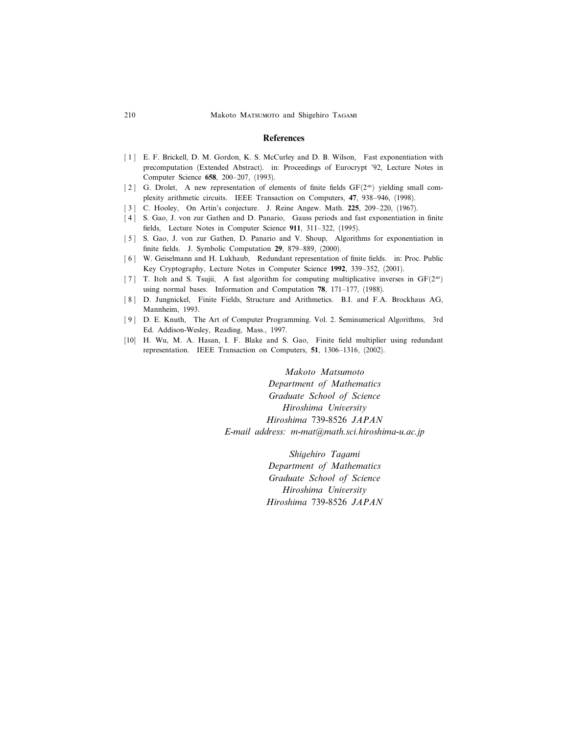## References

[1] E. F. Brickell, D. M. Gordon, K. S. McCurley and D. B. Wilson, Fast exponentiation with precomputation (Extended Abstract). in: Proceedings of Eurocrypt '92, Lecture Notes in Computer Science **658**, 200–207, (1993).

[2] G. Drolet, A new representation of elements of finite fields $GF(2^m)$ yielding small complexity arithmetic circuits. IEEE Transaction on Computers, **47**, 938–946, (1998).

[3] C. Hooley, On Artin's conjecture. J. Reine Angew. Math. **225**, 209–220, (1967).

[4] S. Gao, J. von zur Gathen and D. Panario, Gauss periods and fast exponentiation in finite fields, Lecture Notes in Computer Science **911**, 311–322, (1995).

[5] S. Gao, J. von zur Gathen, D. Panario and V. Shoup, Algorithms for exponentiation in finite fields. J. Symbolic Computation **29**, 879–889, (2000).

[6] W. Geiselmann and H. Lukhaub, Redundant representation of finite fields. in: Proc. Public Key Cryptography, Lecture Notes in Computer Science **1992**, 339–352, (2001).

[7] T. Itoh and S. Tsujii, A fast algorithm for computing multiplicative inverses in $GF(2^m)$ using normal bases. Information and Computation **78**, 171–177, (1988).

[8] D. Jungnickel, Finite Fields, Structure and Arithmetics. B.I. and F.A. Brockhaus AG, Mannheim, 1993.

[9] D. E. Knuth, The Art of Computer Programming. Vol. 2. Seminumerical Algorithms, 3rd Ed. Addison-Wesley, Reading, Mass., 1997.

[10] H. Wu, M. A. Hasan, I. F. Blake and S. Gao, Finite field multiplier using redundant representation. IEEE Transaction on Computers, **51**, 1306–1316, (2002).

*Makoto Matsumoto*
*Department of Mathematics*
*Graduate School of Science*
*Hiroshima University*
*Hiroshima* 739-8526 *JAPAN*
*E-mail address: m-mat@math.sci.hiroshima-u.ac.jp*

*Shigehiro Tagami*
*Department of Mathematics*
*Graduate School of Science*
*Hiroshima University*
*Hiroshima* 739-8526 *JAPAN*